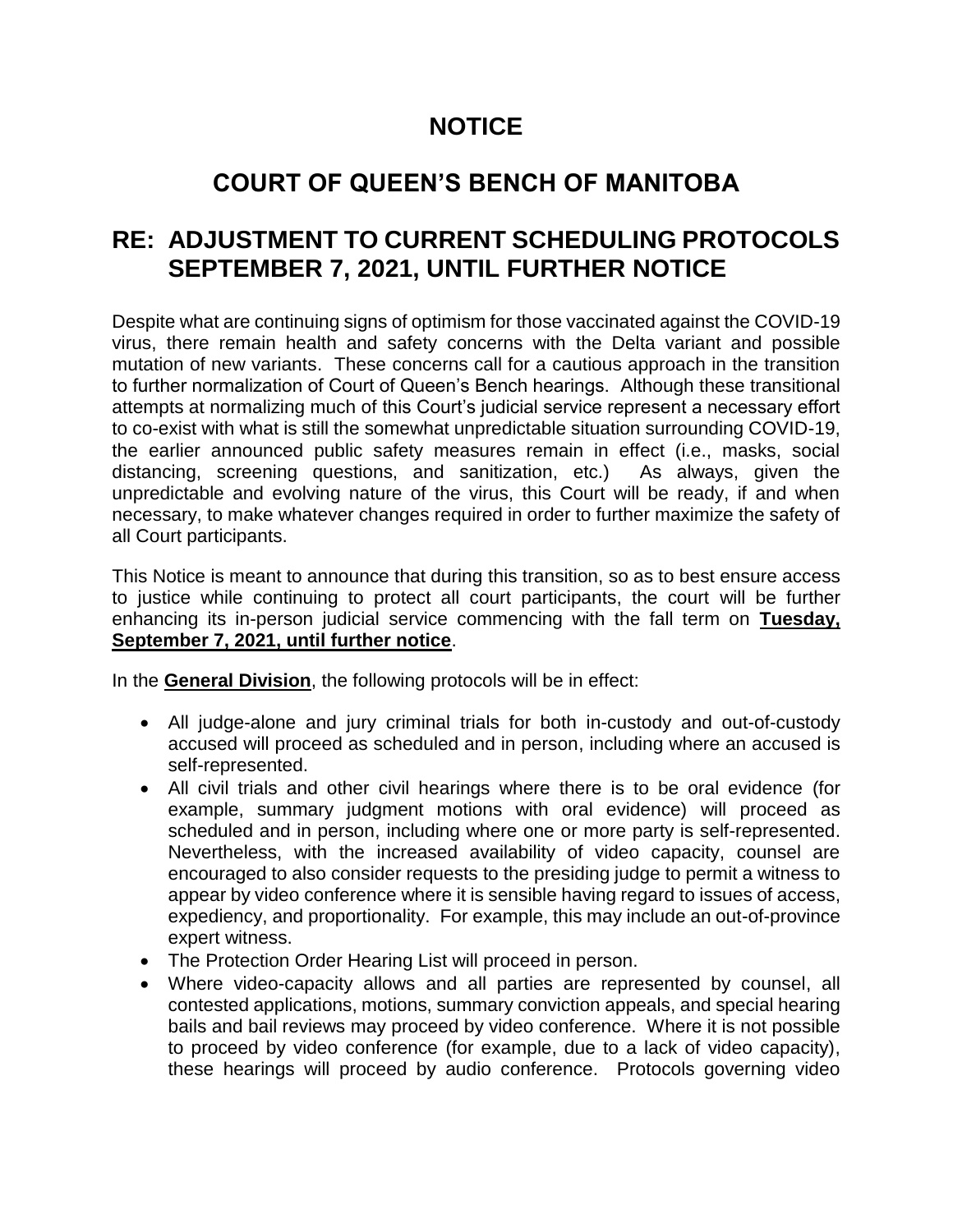# NOTICE

# COURT OF QUEEN'S BENCH OF MANITOBA

## RE: ADJUSTMENT TO CURRENT SCHEDULING PROTOCOLS SEPTEMBER 7, 2021, UNTIL FURTHER NOTICE

Despite what are continuing signs of optimism for those vaccinated against the COVID-19 virus, there remain health and safety concerns with the Delta variant and possible mutation of new variants. These concerns call for a cautious approach in the transition to further normalization of Court of Queen's Bench hearings. Although these transitional attempts at normalizing much of this Court's judicial service represent a necessary effort to co-exist with what is still the somewhat unpredictable situation surrounding COVID-19, the earlier announced public safety measures remain in effect (i.e., masks, social distancing, screening questions, and sanitization, etc.) As always, given the unpredictable and evolving nature of the virus, this Court will be ready, if and when necessary, to make whatever changes required in order to further maximize the safety of all Court participants.

This Notice is meant to announce that during this transition, so as to best ensure access to justice while continuing to protect all court participants, the court will be further enhancing its in-person judicial service commencing with the fall term on **Tuesday, September 7, 2021, until further notice**.

In the **General Division**, the following protocols will be in effect:

- All judge-alone and jury criminal trials for both in-custody and out-of-custody accused will proceed as scheduled and in person, including where an accused is self-represented.
- All civil trials and other civil hearings where there is to be oral evidence (for example, summary judgment motions with oral evidence) will proceed as scheduled and in person, including where one or more party is self-represented. Nevertheless, with the increased availability of video capacity, counsel are encouraged to also consider requests to the presiding judge to permit a witness to appear by video conference where it is sensible having regard to issues of access, expediency, and proportionality. For example, this may include an out-of-province expert witness.
- The Protection Order Hearing List will proceed in person.
- Where video-capacity allows and all parties are represented by counsel, all contested applications, motions, summary conviction appeals, and special hearing bails and bail reviews may proceed by video conference. Where it is not possible to proceed by video conference (for example, due to a lack of video capacity), these hearings will proceed by audio conference. Protocols governing video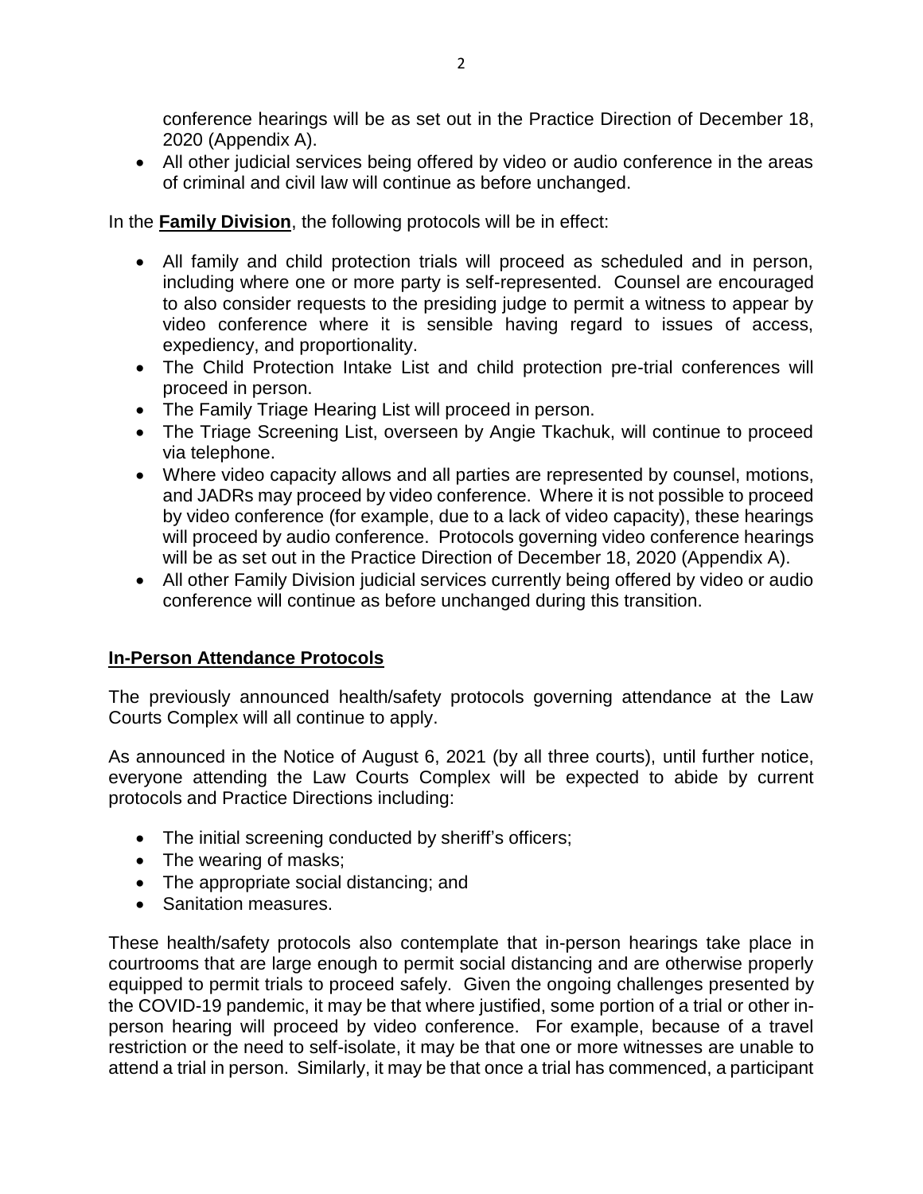conference hearings will be as set out in the Practice Direction of December 18, 2020 (Appendix A).

- All other judicial services being offered by video or audio conference in the areas of criminal and civil law will continue as before unchanged.

In the **Family Division**, the following protocols will be in effect:

- All family and child protection trials will proceed as scheduled and in person, including where one or more party is self-represented. Counsel are encouraged to also consider requests to the presiding judge to permit a witness to appear by video conference where it is sensible having regard to issues of access, expediency, and proportionality.
- The Child Protection Intake List and child protection pre-trial conferences will proceed in person.
- The Family Triage Hearing List will proceed in person.
- The Triage Screening List, overseen by Angie Tkachuk, will continue to proceed via telephone.
- Where video capacity allows and all parties are represented by counsel, motions, and JADRs may proceed by video conference. Where it is not possible to proceed by video conference (for example, due to a lack of video capacity), these hearings will proceed by audio conference. Protocols governing video conference hearings will be as set out in the Practice Direction of December 18, 2020 (Appendix A).
- All other Family Division judicial services currently being offered by video or audio conference will continue as before unchanged during this transition.

## In-Person Attendance Protocols

The previously announced health/safety protocols governing attendance at the Law Courts Complex will all continue to apply.

As announced in the Notice of August 6, 2021 (by all three courts), until further notice, everyone attending the Law Courts Complex will be expected to abide by current protocols and Practice Directions including:

- The initial screening conducted by sheriff's officers;
- The wearing of masks;
- The appropriate social distancing; and
- Sanitation measures.

These health/safety protocols also contemplate that in-person hearings take place in courtrooms that are large enough to permit social distancing and are otherwise properly equipped to permit trials to proceed safely. Given the ongoing challenges presented by the COVID-19 pandemic, it may be that where justified, some portion of a trial or other in-person hearing will proceed by video conference. For example, because of a travel restriction or the need to self-isolate, it may be that one or more witnesses are unable to attend a trial in person. Similarly, it may be that once a trial has commenced, a participant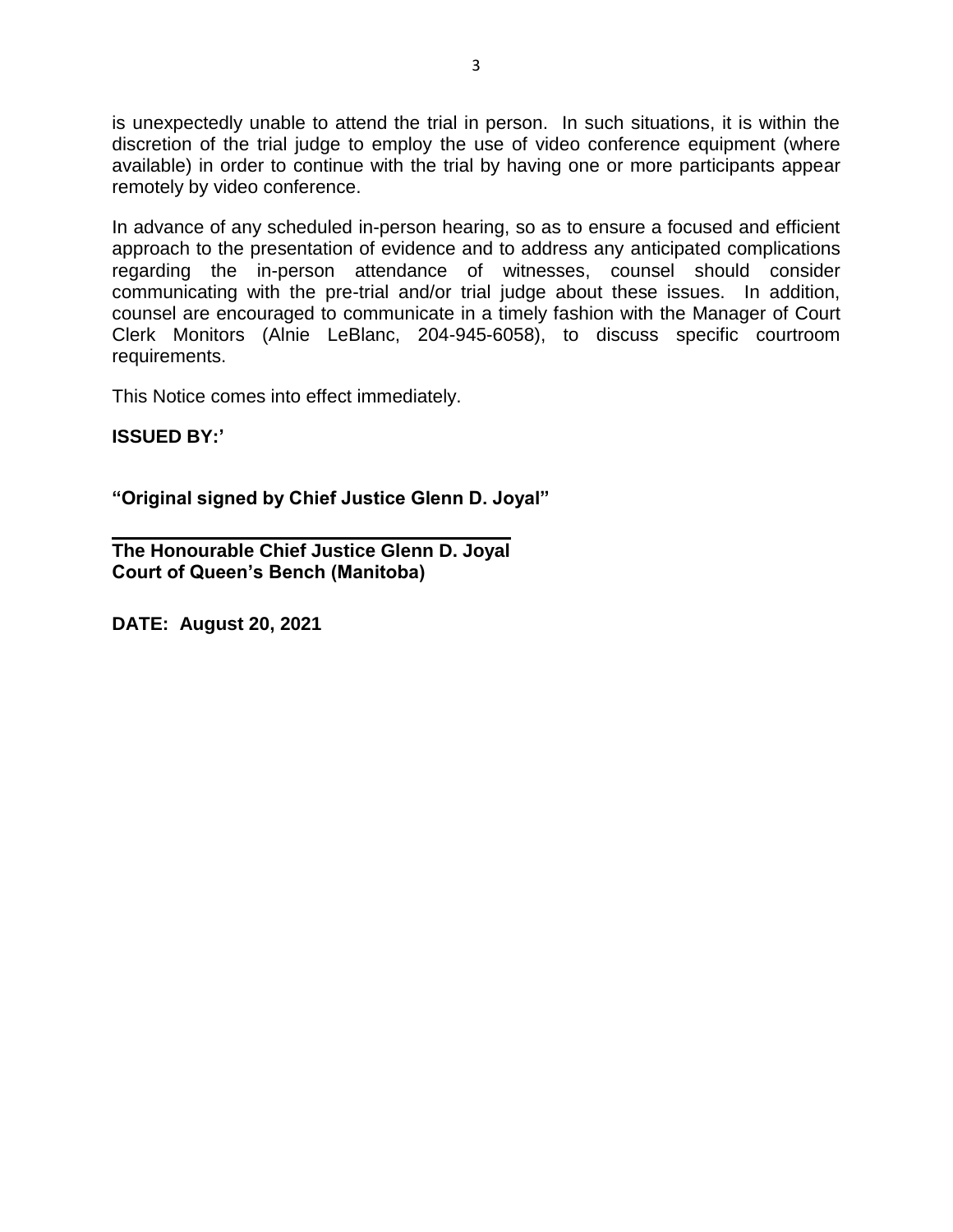is unexpectedly unable to attend the trial in person. In such situations, it is within the discretion of the trial judge to employ the use of video conference equipment (where available) in order to continue with the trial by having one or more participants appear remotely by video conference.

In advance of any scheduled in-person hearing, so as to ensure a focused and efficient approach to the presentation of evidence and to address any anticipated complications regarding the in-person attendance of witnesses, counsel should consider communicating with the pre-trial and/or trial judge about these issues. In addition, counsel are encouraged to communicate in a timely fashion with the Manager of Court Clerk Monitors (Alnie LeBlanc, 204-945-6058), to discuss specific courtroom requirements.

This Notice comes into effect immediately.

**ISSUED BY:'**

**"Original signed by Chief Justice Glenn D. Joyal"**

**The Honourable Chief Justice Glenn D. Joyal**
**Court of Queen's Bench (Manitoba)**

**DATE: August 20, 2021**